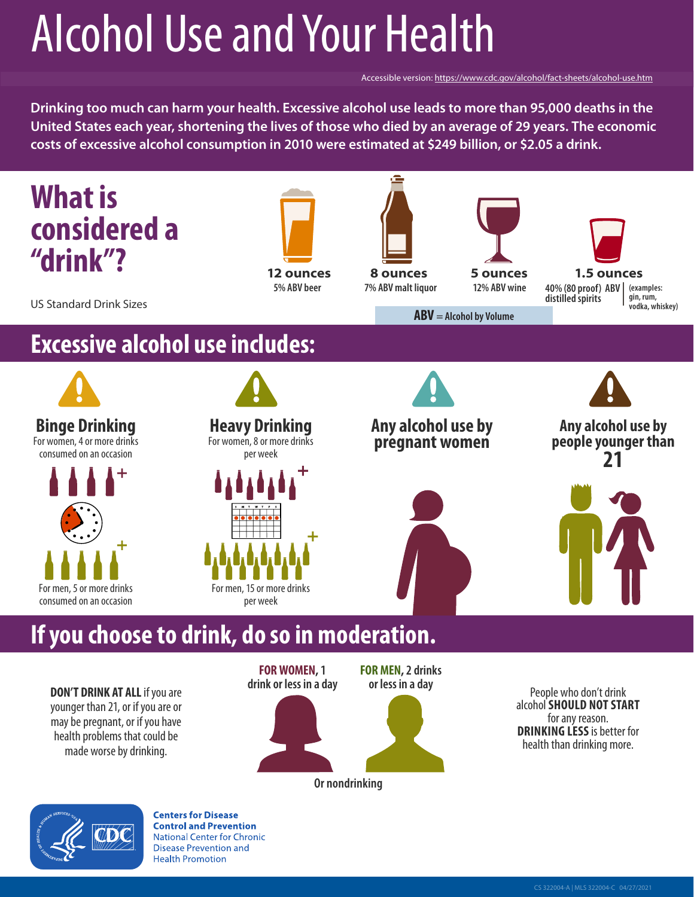# Alcohol Use and Your Health

Accessible version: https://www.cdc.gov/alcohol/fact-sheets/alcohol-use.htm

**Drinking too much can harm your health. Excessive alcohol use leads to more than 95,000 deaths in the United States each year, shortening the lives of those who died by an average of 29 years. The economic costs of excessive alcohol consumption in 2010 were estimated at $249 billion, or $2.05 a drink.**

## What is considered a "drink"?

US Standard Drink Sizes

- **12 ounces** 5% ABV beer
- **8 ounces** 7% ABV malt liquor
- **5 ounces** 12% ABV wine
- **1.5 ounces** 40% (80 proof) ABV distilled spirits (examples: gin, rum, vodka, whiskey)

**ABV** = Alcohol by Volume

## Excessive alcohol use includes:

### Binge Drinking

For women, 4 or more drinks consumed on an occasion

For men, 5 or more drinks consumed on an occasion

### Heavy Drinking

For women, 8 or more drinks per week

For men, 15 or more drinks per week

### Any alcohol use by pregnant women

### Any alcohol use by people younger than 21

## If you choose to drink, do so in moderation.

**DON'T DRINK AT ALL** if you are younger than 21, or if you are or may be pregnant, or if you have health problems that could be made worse by drinking.

**FOR WOMEN**, 1 drink or less in a day

**FOR MEN**, 2 drinks or less in a day

Or nondrinking

People who don't drink alcohol **SHOULD NOT START** for any reason. **DRINKING LESS** is better for health than drinking more.

**Centers for Disease Control and Prevention**
National Center for Chronic Disease Prevention and Health Promotion

CS 322004-A | MLS 322004-C 04/27/2021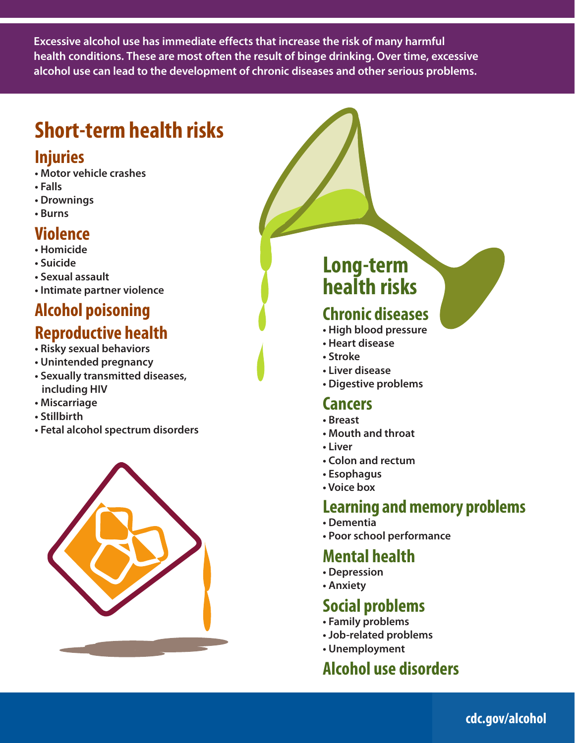Excessive alcohol use has immediate effects that increase the risk of many harmful health conditions. These are most often the result of binge drinking. Over time, excessive alcohol use can lead to the development of chronic diseases and other serious problems.

# Short-term health risks

## Injuries

- Motor vehicle crashes
- Falls
- Drownings
- Burns

## Violence

- Homicide
- Suicide
- Sexual assault
- Intimate partner violence

## Alcohol poisoning

## Reproductive health

- Risky sexual behaviors
- Unintended pregnancy
- Sexually transmitted diseases, including HIV
- Miscarriage
- Stillbirth
- Fetal alcohol spectrum disorders

# Long-term health risks

## Chronic diseases

- High blood pressure
- Heart disease
- Stroke
- Liver disease
- Digestive problems

## Cancers

- Breast
- Mouth and throat
- Liver
- Colon and rectum
- Esophagus
- Voice box

## Learning and memory problems

- Dementia
- Poor school performance

## Mental health

- Depression
- Anxiety

## Social problems

- Family problems
- Job-related problems
- Unemployment

## Alcohol use disorders

cdc.gov/alcohol